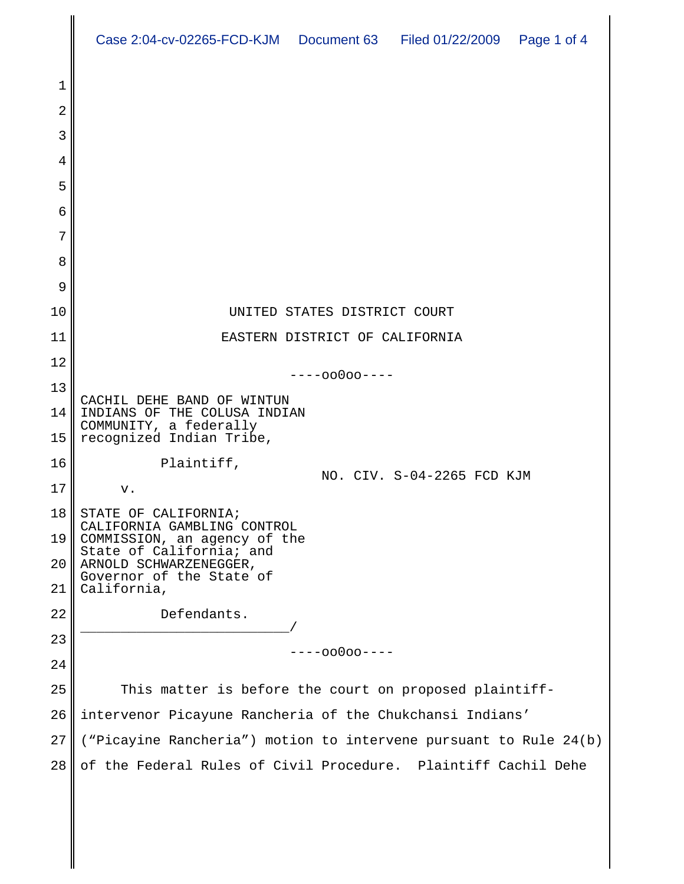UNITED STATES DISTRICT COURT

EASTERN DISTRICT OF CALIFORNIA

----oo0oo----

CACHIL DEHE BAND OF WINTUN INDIANS OF THE COLUSA INDIAN COMMUNITY, a federally recognized Indian Tribe,

Plaintiff,

v.

NO. CIV. S-04-2265 FCD KJM

STATE OF CALIFORNIA; CALIFORNIA GAMBLING CONTROL COMMISSION, an agency of the State of California; and ARNOLD SCHWARZENEGGER, Governor of the State of California,

Defendants.

_________________________/

----oo0oo----

This matter is before the court on proposed plaintiff-intervenor Picayune Rancheria of the Chukchansi Indians' ("Picayine Rancheria") motion to intervene pursuant to Rule 24(b) of the Federal Rules of Civil Procedure. Plaintiff Cachil Dehe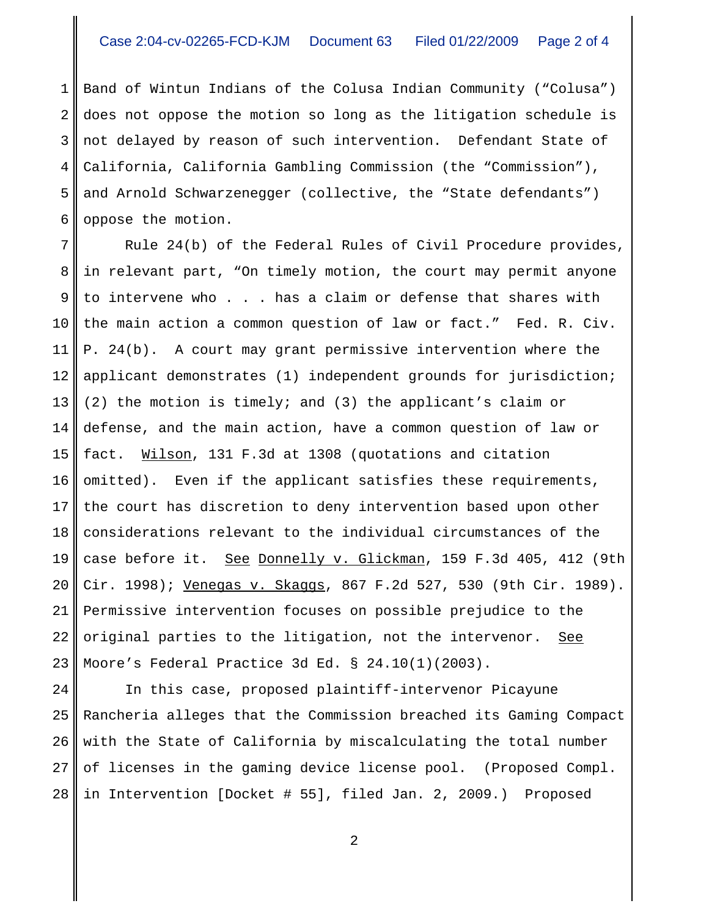Band of Wintun Indians of the Colusa Indian Community ("Colusa") does not oppose the motion so long as the litigation schedule is not delayed by reason of such intervention. Defendant State of California, California Gambling Commission (the "Commission"), and Arnold Schwarzenegger (collective, the "State defendants") oppose the motion.

Rule 24(b) of the Federal Rules of Civil Procedure provides, in relevant part, "On timely motion, the court may permit anyone to intervene who . . . has a claim or defense that shares with the main action a common question of law or fact." Fed. R. Civ. P. 24(b). A court may grant permissive intervention where the applicant demonstrates (1) independent grounds for jurisdiction; (2) the motion is timely; and (3) the applicant's claim or defense, and the main action, have a common question of law or fact. Wilson, 131 F.3d at 1308 (quotations and citation omitted). Even if the applicant satisfies these requirements, the court has discretion to deny intervention based upon other considerations relevant to the individual circumstances of the case before it. See Donnelly v. Glickman, 159 F.3d 405, 412 (9th Cir. 1998); Venegas v. Skaggs, 867 F.2d 527, 530 (9th Cir. 1989). Permissive intervention focuses on possible prejudice to the original parties to the litigation, not the intervenor. See Moore's Federal Practice 3d Ed. § 24.10(1)(2003).

In this case, proposed plaintiff-intervenor Picayune Rancheria alleges that the Commission breached its Gaming Compact with the State of California by miscalculating the total number of licenses in the gaming device license pool. (Proposed Compl. in Intervention [Docket # 55], filed Jan. 2, 2009.) Proposed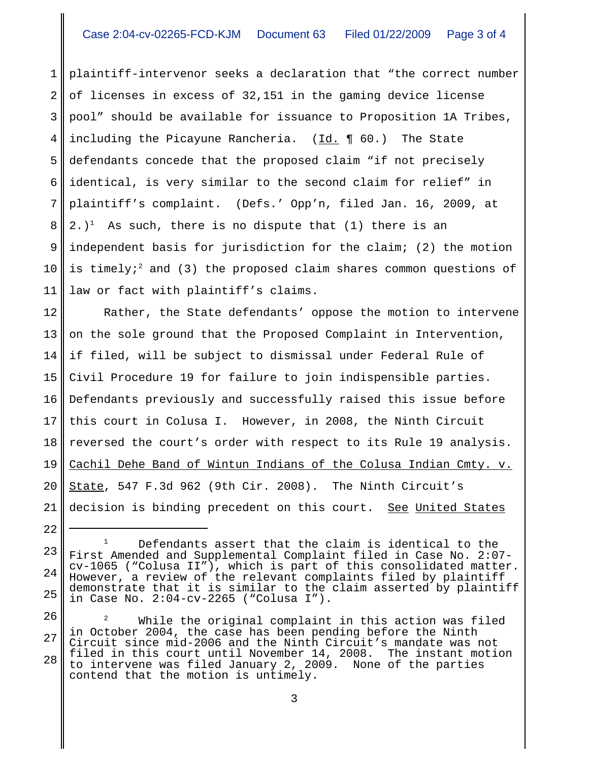plaintiff-intervenor seeks a declaration that "the correct number of licenses in excess of 32,151 in the gaming device license pool" should be available for issuance to Proposition 1A Tribes, including the Picayune Rancheria. (Id. ¶ 60.) The State defendants concede that the proposed claim "if not precisely identical, is very similar to the second claim for relief" in plaintiff's complaint. (Defs.' Opp'n, filed Jan. 16, 2009, at 2.)[1] As such, there is no dispute that (1) there is an independent basis for jurisdiction for the claim; (2) the motion is timely;[2] and (3) the proposed claim shares common questions of law or fact with plaintiff's claims.

Rather, the State defendants' oppose the motion to intervene on the sole ground that the Proposed Complaint in Intervention, if filed, will be subject to dismissal under Federal Rule of Civil Procedure 19 for failure to join indispensible parties. Defendants previously and successfully raised this issue before this court in Colusa I. However, in 2008, the Ninth Circuit reversed the court's order with respect to its Rule 19 analysis. Cachil Dehe Band of Wintun Indians of the Colusa Indian Cmty. v. State, 547 F.3d 962 (9th Cir. 2008). The Ninth Circuit's decision is binding precedent on this court. See United States

---

[1] Defendants assert that the claim is identical to the First Amended and Supplemental Complaint filed in Case No. 2:07-cv-1065 ("Colusa II"), which is part of this consolidated matter. However, a review of the relevant complaints filed by plaintiff demonstrate that it is similar to the claim asserted by plaintiff in Case No. 2:04-cv-2265 ("Colusa I").

[2] While the original complaint in this action was filed in October 2004, the case has been pending before the Ninth Circuit since mid-2006 and the Ninth Circuit's mandate was not filed in this court until November 14, 2008. The instant motion to intervene was filed January 2, 2009. None of the parties contend that the motion is untimely.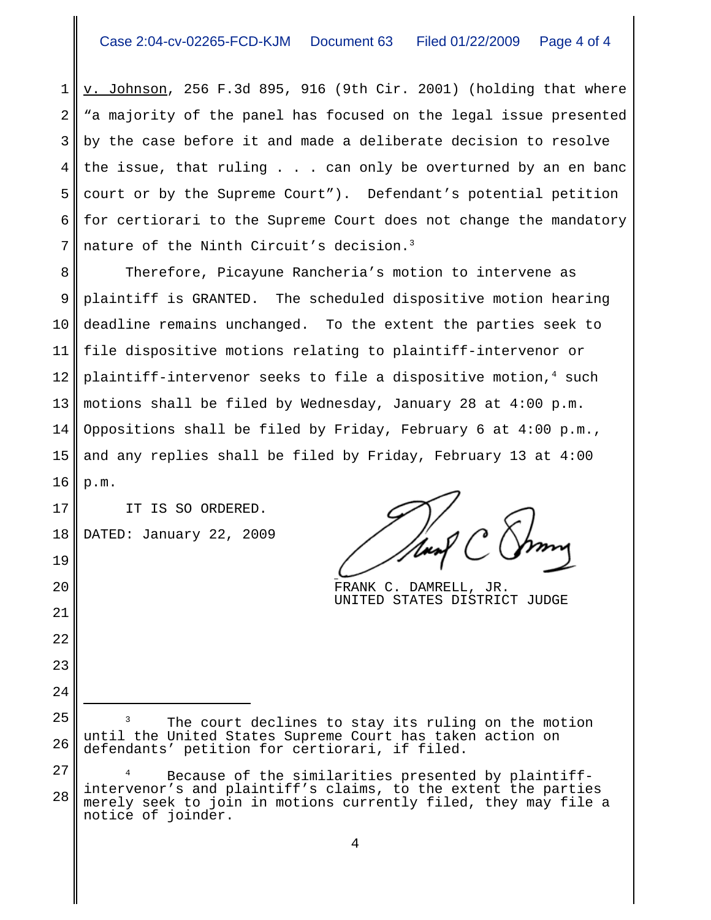v. Johnson, 256 F.3d 895, 916 (9th Cir. 2001) (holding that where "a majority of the panel has focused on the legal issue presented by the case before it and made a deliberate decision to resolve the issue, that ruling . . . can only be overturned by an en banc court or by the Supreme Court"). Defendant's potential petition for certiorari to the Supreme Court does not change the mandatory nature of the Ninth Circuit's decision.[3]

Therefore, Picayune Rancheria's motion to intervene as plaintiff is GRANTED. The scheduled dispositive motion hearing deadline remains unchanged. To the extent the parties seek to file dispositive motions relating to plaintiff-intervenor or plaintiff-intervenor seeks to file a dispositive motion,[4] such motions shall be filed by Wednesday, January 28 at 4:00 p.m. Oppositions shall be filed by Friday, February 6 at 4:00 p.m., and any replies shall be filed by Friday, February 13 at 4:00 p.m.

IT IS SO ORDERED.

DATED: January 22, 2009

FRANK C. DAMRELL, JR.
UNITED STATES DISTRICT JUDGE

---

[3] The court declines to stay its ruling on the motion until the United States Supreme Court has taken action on defendants' petition for certiorari, if filed.

[4] Because of the similarities presented by plaintiff-intervenor's and plaintiff's claims, to the extent the parties merely seek to join in motions currently filed, they may file a notice of joinder.